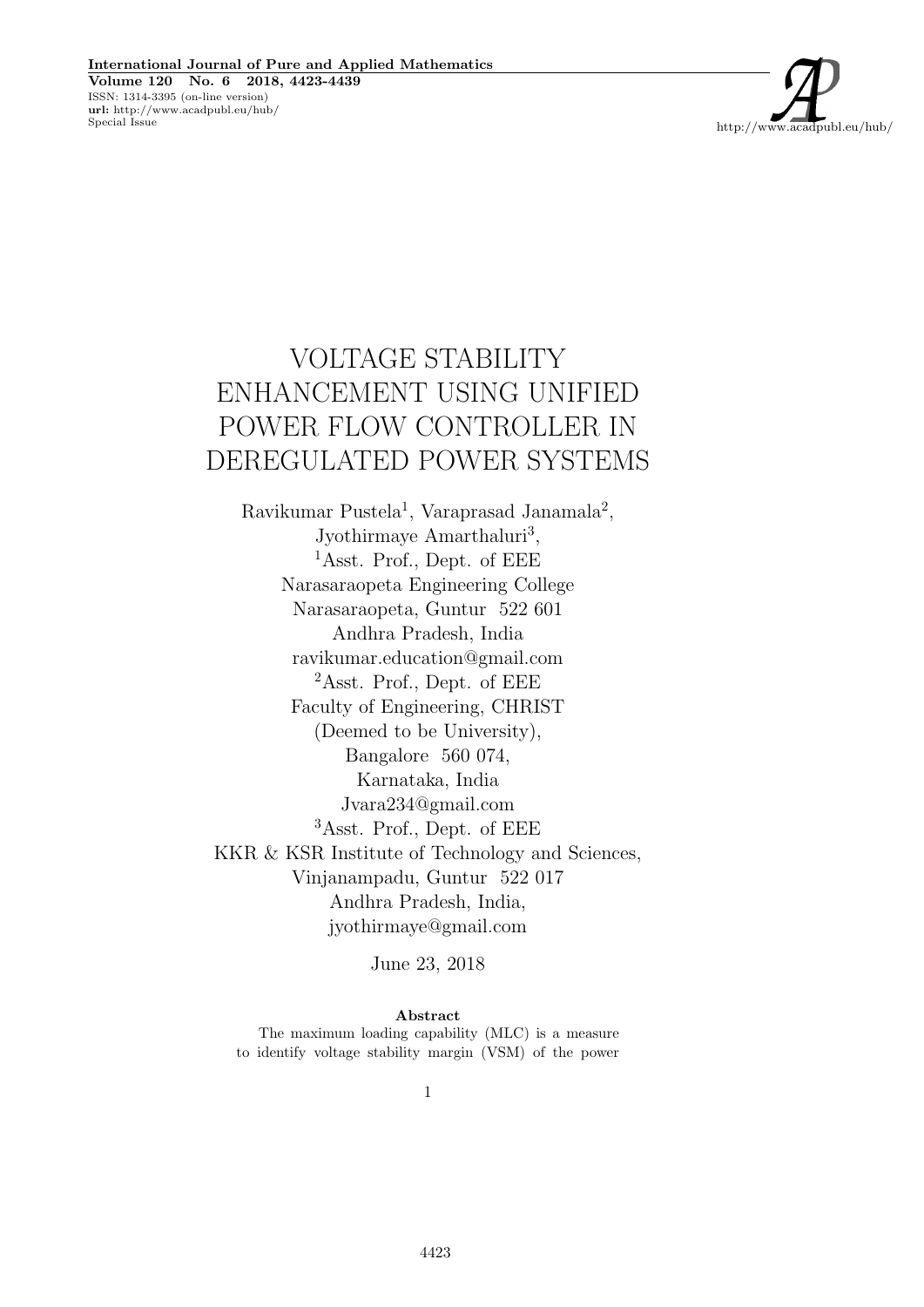# VOLTAGE STABILITY ENHANCEMENT USING UNIFIED POWER FLOW CONTROLLER IN DEREGULATED POWER SYSTEMS

Ravikumar Pustela[1], Varaprasad Janamala[2], Jyothirmaye Amarthaluri[3],

[1]Asst. Prof., Dept. of EEE
Narasaraopeta Engineering College
Narasaraopeta, Guntur 522 601
Andhra Pradesh, India
ravikumar.education@gmail.com

[2]Asst. Prof., Dept. of EEE
Faculty of Engineering, CHRIST
(Deemed to be University),
Bangalore 560 074,
Karnataka, India
Jvara234@gmail.com

[3]Asst. Prof., Dept. of EEE
KKR & KSR Institute of Technology and Sciences,
Vinjanampadu, Guntur 522 017
Andhra Pradesh, India,
jyothirmaye@gmail.com

June 23, 2018

**Abstract**

The maximum loading capability (MLC) is a measure to identify voltage stability margin (VSM) of the power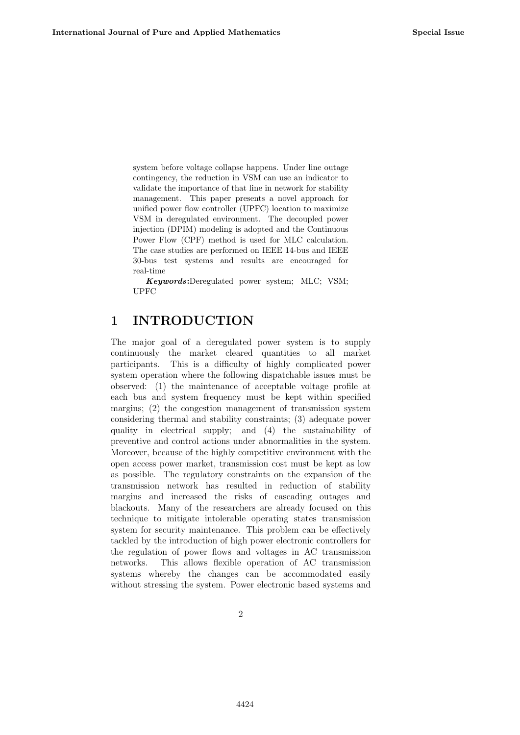system before voltage collapse happens. Under line outage contingency, the reduction in VSM can use an indicator to validate the importance of that line in network for stability management. This paper presents a novel approach for unified power flow controller (UPFC) location to maximize VSM in deregulated environment. The decoupled power injection (DPIM) modeling is adopted and the Continuous Power Flow (CPF) method is used for MLC calculation. The case studies are performed on IEEE 14-bus and IEEE 30-bus test systems and results are encouraged for real-time

***Keywords*:**Deregulated power system; MLC; VSM; UPFC

# 1 INTRODUCTION

The major goal of a deregulated power system is to supply continuously the market cleared quantities to all market participants. This is a difficulty of highly complicated power system operation where the following dispatchable issues must be observed: (1) the maintenance of acceptable voltage profile at each bus and system frequency must be kept within specified margins; (2) the congestion management of transmission system considering thermal and stability constraints; (3) adequate power quality in electrical supply; and (4) the sustainability of preventive and control actions under abnormalities in the system. Moreover, because of the highly competitive environment with the open access power market, transmission cost must be kept as low as possible. The regulatory constraints on the expansion of the transmission network has resulted in reduction of stability margins and increased the risks of cascading outages and blackouts. Many of the researchers are already focused on this technique to mitigate intolerable operating states transmission system for security maintenance. This problem can be effectively tackled by the introduction of high power electronic controllers for the regulation of power flows and voltages in AC transmission networks. This allows flexible operation of AC transmission systems whereby the changes can be accommodated easily without stressing the system. Power electronic based systems and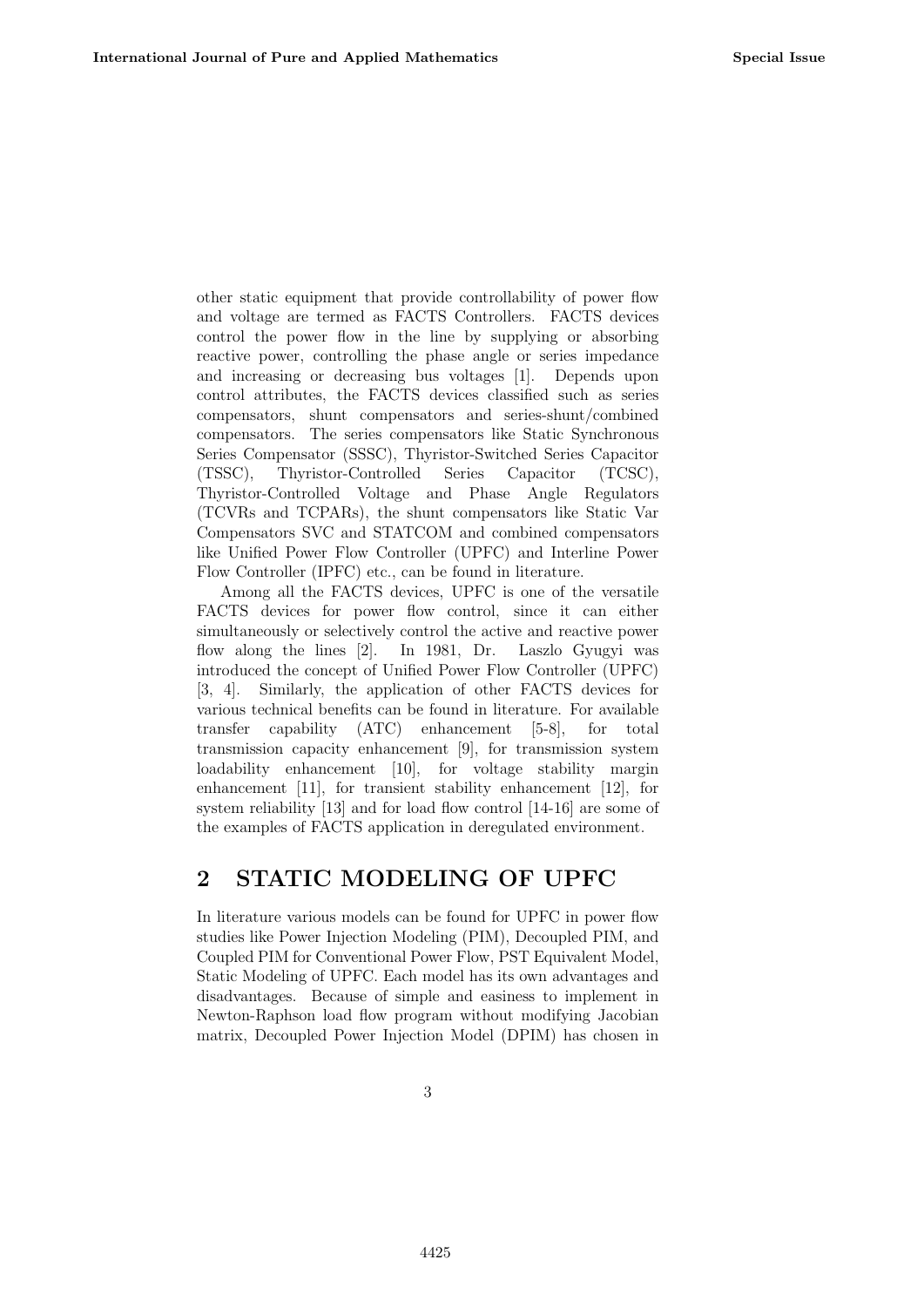other static equipment that provide controllability of power flow and voltage are termed as FACTS Controllers. FACTS devices control the power flow in the line by supplying or absorbing reactive power, controlling the phase angle or series impedance and increasing or decreasing bus voltages [1]. Depends upon control attributes, the FACTS devices classified such as series compensators, shunt compensators and series-shunt/combined compensators. The series compensators like Static Synchronous Series Compensator (SSSC), Thyristor-Switched Series Capacitor (TSSC), Thyristor-Controlled Series Capacitor (TCSC), Thyristor-Controlled Voltage and Phase Angle Regulators (TCVRs and TCPARs), the shunt compensators like Static Var Compensators SVC and STATCOM and combined compensators like Unified Power Flow Controller (UPFC) and Interline Power Flow Controller (IPFC) etc., can be found in literature.

Among all the FACTS devices, UPFC is one of the versatile FACTS devices for power flow control, since it can either simultaneously or selectively control the active and reactive power flow along the lines [2]. In 1981, Dr. Laszlo Gyugyi was introduced the concept of Unified Power Flow Controller (UPFC) [3, 4]. Similarly, the application of other FACTS devices for various technical benefits can be found in literature. For available transfer capability (ATC) enhancement [5-8], for total transmission capacity enhancement [9], for transmission system loadability enhancement [10], for voltage stability margin enhancement [11], for transient stability enhancement [12], for system reliability [13] and for load flow control [14-16] are some of the examples of FACTS application in deregulated environment.

## 2 STATIC MODELING OF UPFC

In literature various models can be found for UPFC in power flow studies like Power Injection Modeling (PIM), Decoupled PIM, and Coupled PIM for Conventional Power Flow, PST Equivalent Model, Static Modeling of UPFC. Each model has its own advantages and disadvantages. Because of simple and easiness to implement in Newton-Raphson load flow program without modifying Jacobian matrix, Decoupled Power Injection Model (DPIM) has chosen in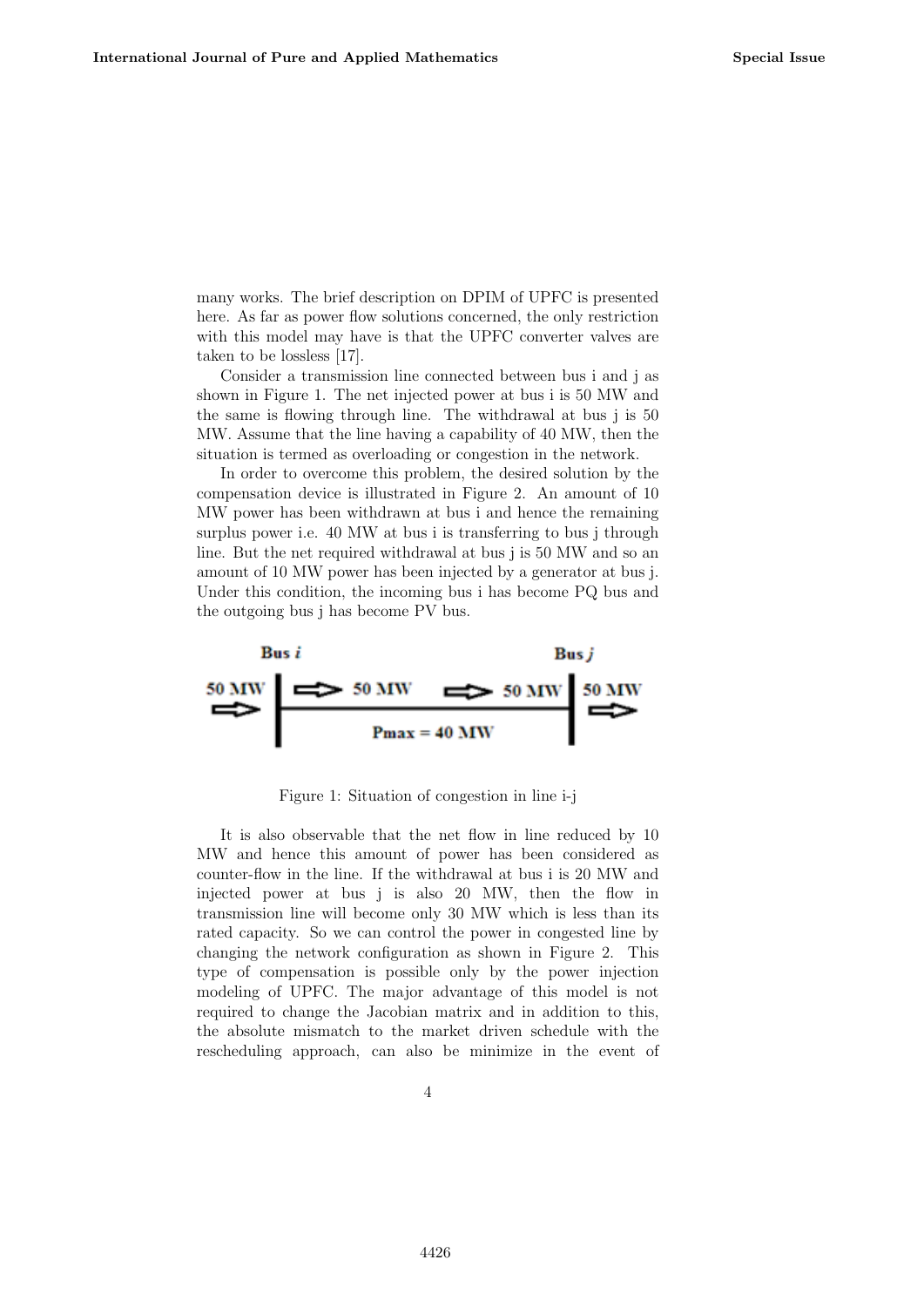many works. The brief description on DPIM of UPFC is presented here. As far as power flow solutions concerned, the only restriction with this model may have is that the UPFC converter valves are taken to be lossless [17].

Consider a transmission line connected between bus i and j as shown in Figure 1. The net injected power at bus i is 50 MW and the same is flowing through line. The withdrawal at bus j is 50 MW. Assume that the line having a capability of 40 MW, then the situation is termed as overloading or congestion in the network.

In order to overcome this problem, the desired solution by the compensation device is illustrated in Figure 2. An amount of 10 MW power has been withdrawn at bus i and hence the remaining surplus power i.e. 40 MW at bus i is transferring to bus j through line. But the net required withdrawal at bus j is 50 MW and so an amount of 10 MW power has been injected by a generator at bus j. Under this condition, the incoming bus i has become PQ bus and the outgoing bus j has become PV bus.

Bus *i* — Bus *j*

50 MW → | → 50 MW → 50 MW | 50 MW →

Pmax = 40 MW

Figure 1: Situation of congestion in line i-j

It is also observable that the net flow in line reduced by 10 MW and hence this amount of power has been considered as counter-flow in the line. If the withdrawal at bus i is 20 MW and injected power at bus j is also 20 MW, then the flow in transmission line will become only 30 MW which is less than its rated capacity. So we can control the power in congested line by changing the network configuration as shown in Figure 2. This type of compensation is possible only by the power injection modeling of UPFC. The major advantage of this model is not required to change the Jacobian matrix and in addition to this, the absolute mismatch to the market driven schedule with the rescheduling approach, can also be minimize in the event of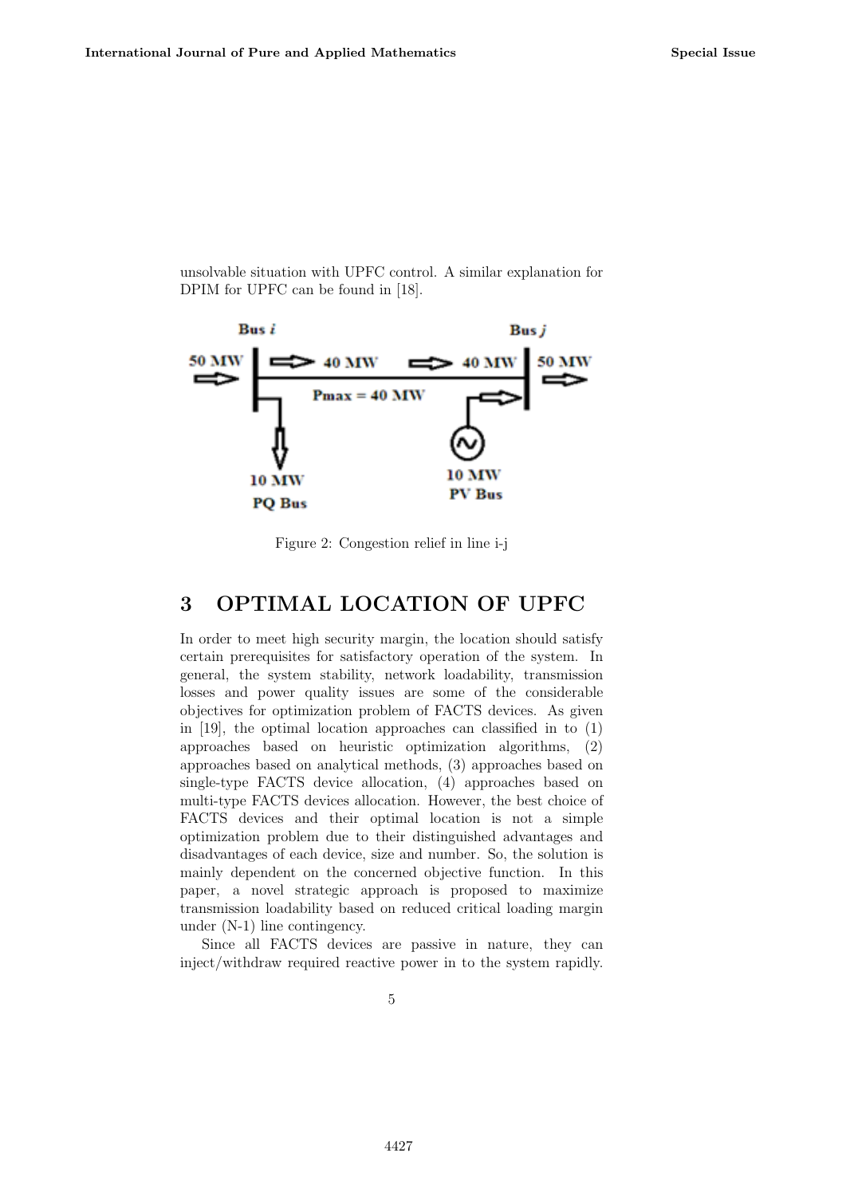unsolvable situation with UPFC control. A similar explanation for DPIM for UPFC can be found in [18].

Figure 2: Congestion relief in line i-j

## 3 OPTIMAL LOCATION OF UPFC

In order to meet high security margin, the location should satisfy certain prerequisites for satisfactory operation of the system. In general, the system stability, network loadability, transmission losses and power quality issues are some of the considerable objectives for optimization problem of FACTS devices. As given in [19], the optimal location approaches can classified in to (1) approaches based on heuristic optimization algorithms, (2) approaches based on analytical methods, (3) approaches based on single-type FACTS device allocation, (4) approaches based on multi-type FACTS devices allocation. However, the best choice of FACTS devices and their optimal location is not a simple optimization problem due to their distinguished advantages and disadvantages of each device, size and number. So, the solution is mainly dependent on the concerned objective function. In this paper, a novel strategic approach is proposed to maximize transmission loadability based on reduced critical loading margin under (N-1) line contingency.

Since all FACTS devices are passive in nature, they can inject/withdraw required reactive power in to the system rapidly.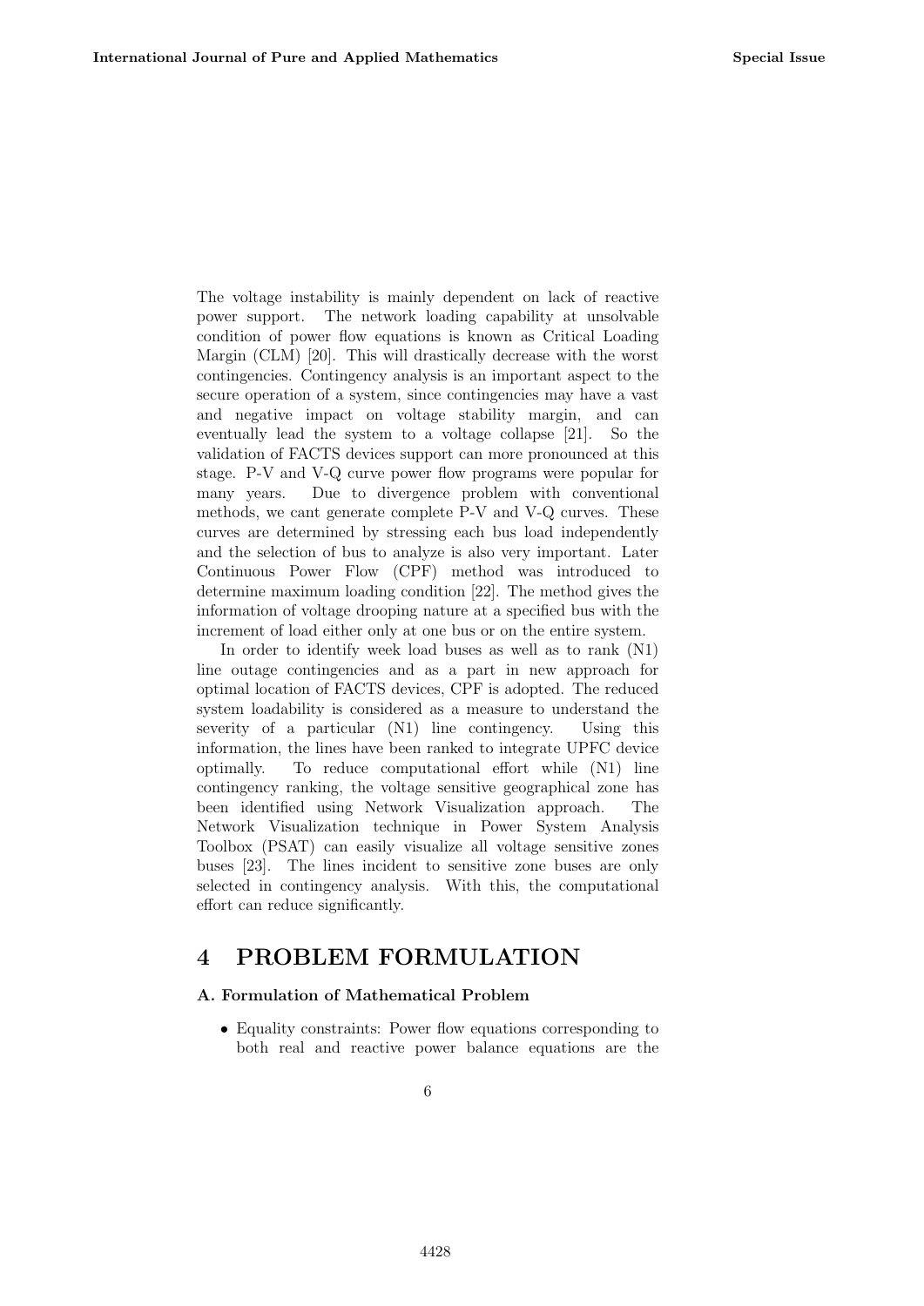The voltage instability is mainly dependent on lack of reactive power support. The network loading capability at unsolvable condition of power flow equations is known as Critical Loading Margin (CLM) [20]. This will drastically decrease with the worst contingencies. Contingency analysis is an important aspect to the secure operation of a system, since contingencies may have a vast and negative impact on voltage stability margin, and can eventually lead the system to a voltage collapse [21]. So the validation of FACTS devices support can more pronounced at this stage. P-V and V-Q curve power flow programs were popular for many years. Due to divergence problem with conventional methods, we cant generate complete P-V and V-Q curves. These curves are determined by stressing each bus load independently and the selection of bus to analyze is also very important. Later Continuous Power Flow (CPF) method was introduced to determine maximum loading condition [22]. The method gives the information of voltage drooping nature at a specified bus with the increment of load either only at one bus or on the entire system.

In order to identify week load buses as well as to rank (N1) line outage contingencies and as a part in new approach for optimal location of FACTS devices, CPF is adopted. The reduced system loadability is considered as a measure to understand the severity of a particular (N1) line contingency. Using this information, the lines have been ranked to integrate UPFC device optimally. To reduce computational effort while (N1) line contingency ranking, the voltage sensitive geographical zone has been identified using Network Visualization approach. The Network Visualization technique in Power System Analysis Toolbox (PSAT) can easily visualize all voltage sensitive zones buses [23]. The lines incident to sensitive zone buses are only selected in contingency analysis. With this, the computational effort can reduce significantly.

# 4 PROBLEM FORMULATION

### A. Formulation of Mathematical Problem

- Equality constraints: Power flow equations corresponding to both real and reactive power balance equations are the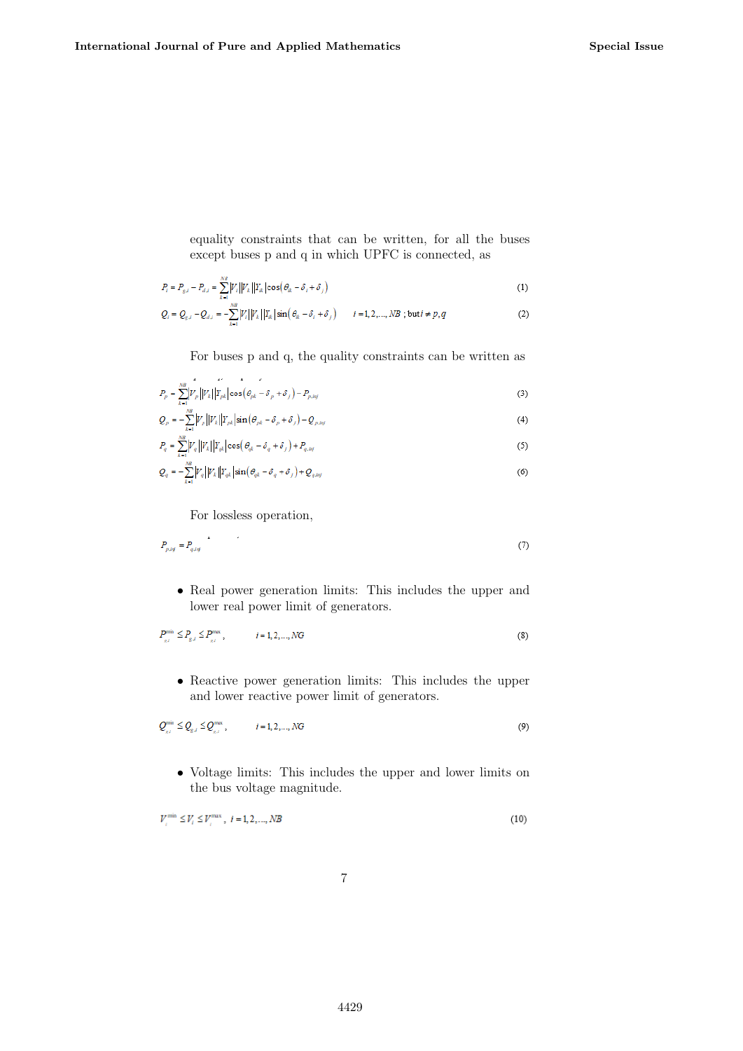equality constraints that can be written, for all the buses except buses p and q in which UPFC is connected, as

$$P_i = P_{g,i} - P_{d,i} = \sum_{k=1}^{NB} |V_i||V_k||Y_{ik}|\cos(\theta_{ik} - \delta_i + \delta_j) \tag{1}$$

$$Q_i = Q_{g,i} - Q_{d,i} = -\sum_{k=1}^{NB} |V_i||V_k||Y_{ik}|\sin(\theta_{ik} - \delta_i + \delta_j) \qquad i = 1,2,\ldots,NB \text{ ; but } i \neq p,q \tag{2}$$

For buses p and q, the quality constraints can be written as

$$P_p = \sum_{k=1}^{NB} |V_p||V_k||Y_{pk}|\cos(\theta_{pk} - \delta_p + \delta_j) - P_{p,inj} \tag{3}$$

$$Q_p = -\sum_{k=1}^{NB} |V_p||V_k||Y_{pk}|\sin(\theta_{pk} - \delta_p + \delta_j) - Q_{p,inj} \tag{4}$$

$$P_q = \sum_{k=1}^{NB} |V_q||V_k||Y_{qk}|\cos(\theta_{qk} - \delta_q + \delta_j) + P_{q,inj} \tag{5}$$

$$Q_q = -\sum_{k=1}^{NB} |V_q||V_k||Y_{qk}|\sin(\theta_{qk} - \delta_q + \delta_j) + Q_{q,inj} \tag{6}$$

For lossless operation,

$$P_{p,inj} = P_{q,inj} \tag{7}$$

- Real power generation limits: This includes the upper and lower real power limit of generators.

$$P_{g,i}^{\min} \leq P_{g,i} \leq P_{g,i}^{\max}, \qquad i = 1,2,\ldots,NG \tag{8}$$

- Reactive power generation limits: This includes the upper and lower reactive power limit of generators.

$$Q_{g,i}^{\min} \leq Q_{g,i} \leq Q_{g,i}^{\max}, \qquad i = 1,2,\ldots,NG \tag{9}$$

- Voltage limits: This includes the upper and lower limits on the bus voltage magnitude.

$$V_i^{\min} \leq V_i \leq V_i^{\max}, \; i = 1,2,\ldots,NB \tag{10}$$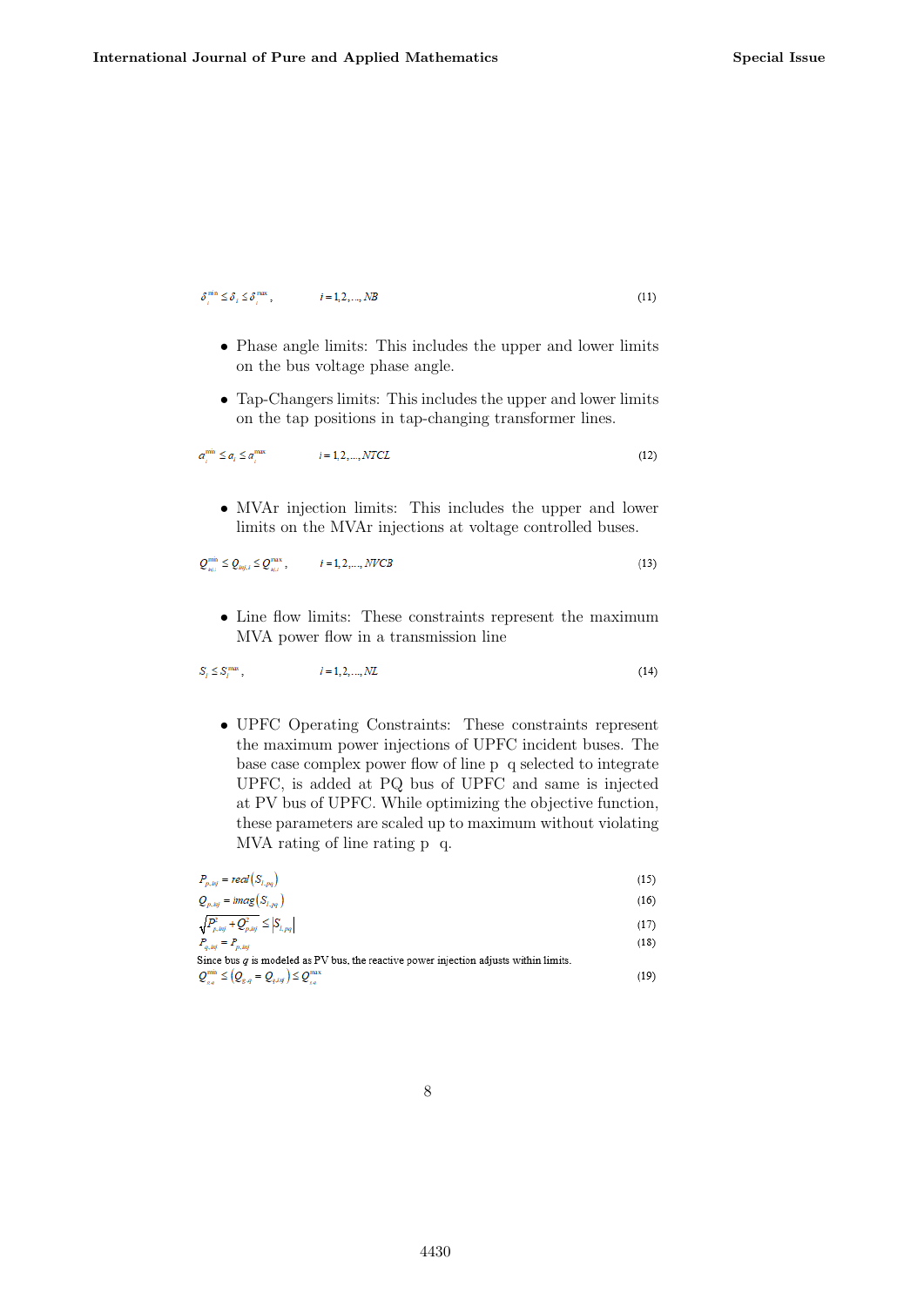$$\delta_i^{\min} \le \delta_i \le \delta_i^{\max}, \qquad i = 1,2,...,NB \tag{11}$$

- Phase angle limits: This includes the upper and lower limits on the bus voltage phase angle.
- Tap-Changers limits: This includes the upper and lower limits on the tap positions in tap-changing transformer lines.

$$a_i^{\min} \le a_i \le a_i^{\max} \qquad i = 1,2,...,NTCL \tag{12}$$

- MVAr injection limits: This includes the upper and lower limits on the MVAr injections at voltage controlled buses.

$$Q_{inj,i}^{\min} \le Q_{inj,i} \le Q_{inj,i}^{\max}, \qquad i = 1,2,...,NVCB \tag{13}$$

- Line flow limits: These constraints represent the maximum MVA power flow in a transmission line

$$S_i \le S_i^{\max}, \qquad i = 1,2,...,NL \tag{14}$$

- UPFC Operating Constraints: These constraints represent the maximum power injections of UPFC incident buses. The base case complex power flow of line p q selected to integrate UPFC, is added at PQ bus of UPFC and same is injected at PV bus of UPFC. While optimizing the objective function, these parameters are scaled up to maximum without violating MVA rating of line rating p q.

$$P_{p,inj} = real\left(S_{l,pq}\right) \tag{15}$$

$$Q_{p,inj} = imag\left(S_{l,pq}\right) \tag{16}$$

$$\sqrt{P_{p,inj}^2 + Q_{p,inj}^2} \le \left|S_{l,pq}\right| \tag{17}$$

$$P_{q,inj} = P_{p,inj} \tag{18}$$

Since bus $q$ is modeled as PV bus, the reactive power injection adjusts within limits.

$$Q_{g,q}^{\min} \le \left(Q_{g,q} = Q_{q,inj}\right) \le Q_{g,q}^{\max} \tag{19}$$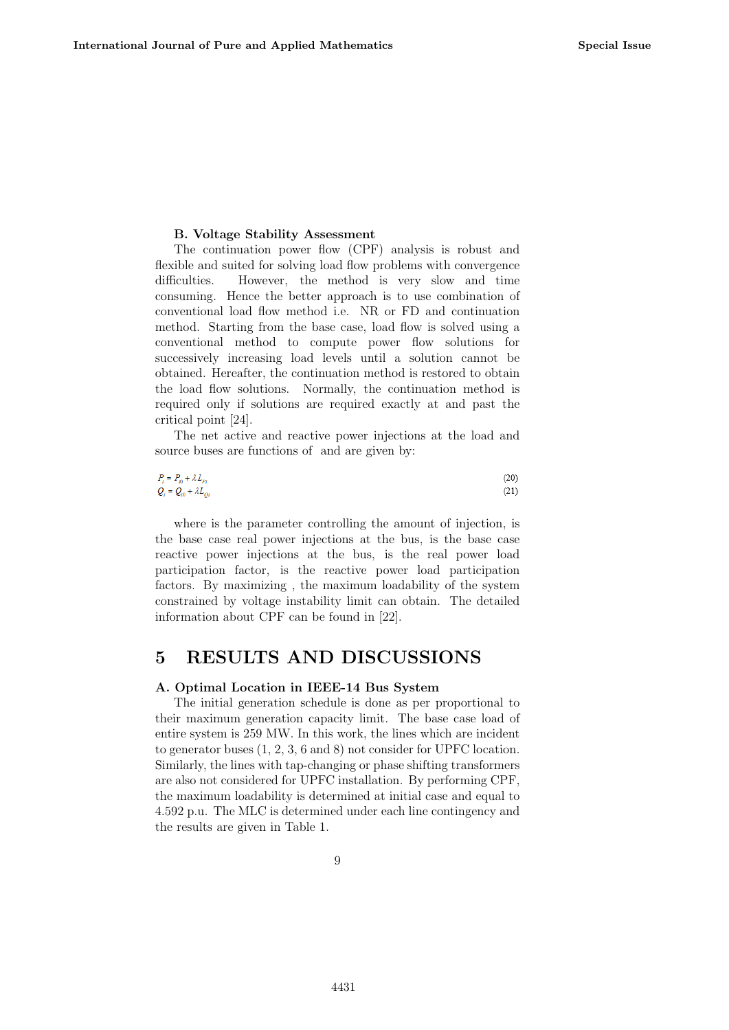**B. Voltage Stability Assessment**

The continuation power flow (CPF) analysis is robust and flexible and suited for solving load flow problems with convergence difficulties. However, the method is very slow and time consuming. Hence the better approach is to use combination of conventional load flow method i.e. NR or FD and continuation method. Starting from the base case, load flow is solved using a conventional method to compute power flow solutions for successively increasing load levels until a solution cannot be obtained. Hereafter, the continuation method is restored to obtain the load flow solutions. Normally, the continuation method is required only if solutions are required exactly at and past the critical point [24].

The net active and reactive power injections at the load and source buses are functions of and are given by:

$$P_i = P_{i0} + \lambda L_{Pi} \tag{20}$$

$$Q_i = Q_{i0} + \lambda L_{Qi} \tag{21}$$

where is the parameter controlling the amount of injection, is the base case real power injections at the bus, is the base case reactive power injections at the bus, is the real power load participation factor, is the reactive power load participation factors. By maximizing , the maximum loadability of the system constrained by voltage instability limit can obtain. The detailed information about CPF can be found in [22].

# 5 RESULTS AND DISCUSSIONS

**A. Optimal Location in IEEE-14 Bus System**

The initial generation schedule is done as per proportional to their maximum generation capacity limit. The base case load of entire system is 259 MW. In this work, the lines which are incident to generator buses (1, 2, 3, 6 and 8) not consider for UPFC location. Similarly, the lines with tap-changing or phase shifting transformers are also not considered for UPFC installation. By performing CPF, the maximum loadability is determined at initial case and equal to 4.592 p.u. The MLC is determined under each line contingency and the results are given in Table 1.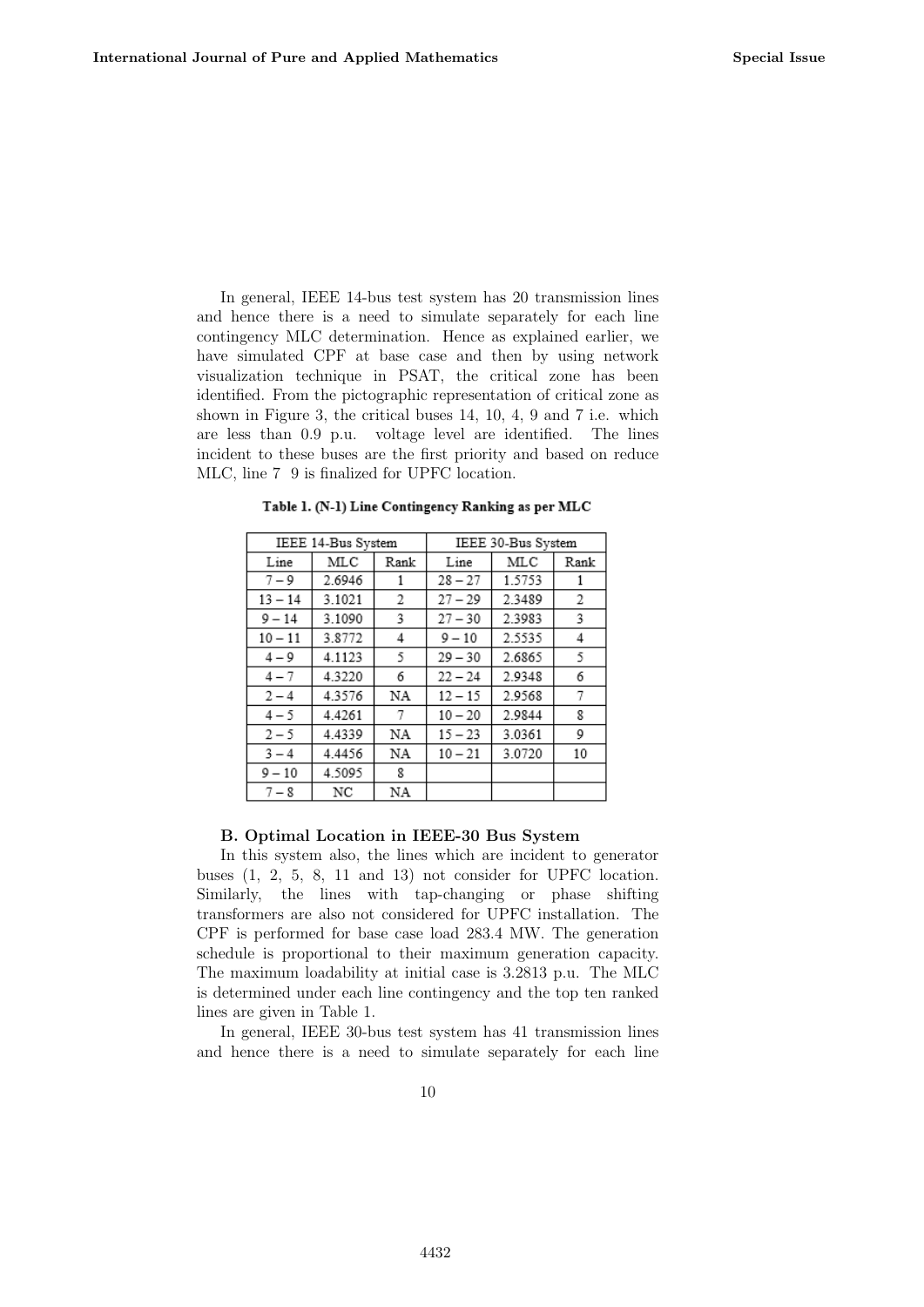In general, IEEE 14-bus test system has 20 transmission lines and hence there is a need to simulate separately for each line contingency MLC determination. Hence as explained earlier, we have simulated CPF at base case and then by using network visualization technique in PSAT, the critical zone has been identified. From the pictographic representation of critical zone as shown in Figure 3, the critical buses 14, 10, 4, 9 and 7 i.e. which are less than 0.9 p.u. voltage level are identified. The lines incident to these buses are the first priority and based on reduce MLC, line 7 9 is finalized for UPFC location.

**Table 1. (N-1) Line Contingency Ranking as per MLC**

| IEEE 14-Bus System | | | IEEE 30-Bus System | | |
|---|---|---|---|---|---|
| Line | MLC | Rank | Line | MLC | Rank |
| 7 – 9 | 2.6946 | 1 | 28 – 27 | 1.5753 | 1 |
| 13 – 14 | 3.1021 | 2 | 27 – 29 | 2.3489 | 2 |
| 9 – 14 | 3.1090 | 3 | 27 – 30 | 2.3983 | 3 |
| 10 – 11 | 3.8772 | 4 | 9 – 10 | 2.5535 | 4 |
| 4 – 9 | 4.1123 | 5 | 29 – 30 | 2.6865 | 5 |
| 4 – 7 | 4.3220 | 6 | 22 – 24 | 2.9348 | 6 |
| 2 – 4 | 4.3576 | NA | 12 – 15 | 2.9568 | 7 |
| 4 – 5 | 4.4261 | 7 | 10 – 20 | 2.9844 | 8 |
| 2 – 5 | 4.4339 | NA | 15 – 23 | 3.0361 | 9 |
| 3 – 4 | 4.4456 | NA | 10 – 21 | 3.0720 | 10 |
| 9 – 10 | 4.5095 | 8 | | | |
| 7 – 8 | NC | NA | | | |

**B. Optimal Location in IEEE-30 Bus System**

In this system also, the lines which are incident to generator buses (1, 2, 5, 8, 11 and 13) not consider for UPFC location. Similarly, the lines with tap-changing or phase shifting transformers are also not considered for UPFC installation. The CPF is performed for base case load 283.4 MW. The generation schedule is proportional to their maximum generation capacity. The maximum loadability at initial case is 3.2813 p.u. The MLC is determined under each line contingency and the top ten ranked lines are given in Table 1.

In general, IEEE 30-bus test system has 41 transmission lines and hence there is a need to simulate separately for each line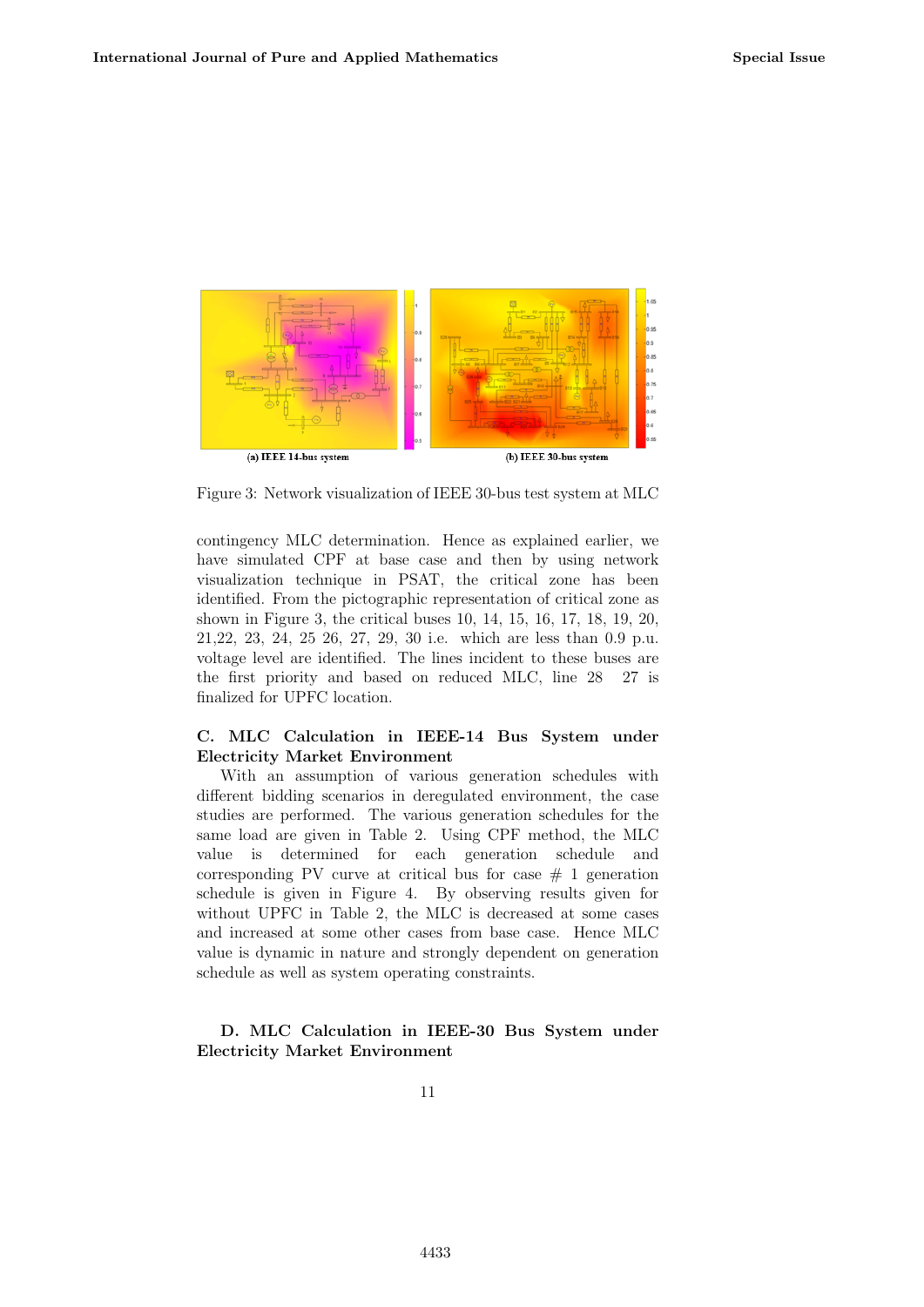Figure 3: Network visualization of IEEE 30-bus test system at MLC

contingency MLC determination. Hence as explained earlier, we have simulated CPF at base case and then by using network visualization technique in PSAT, the critical zone has been identified. From the pictographic representation of critical zone as shown in Figure 3, the critical buses 10, 14, 15, 16, 17, 18, 19, 20, 21,22, 23, 24, 25 26, 27, 29, 30 i.e. which are less than 0.9 p.u. voltage level are identified. The lines incident to these buses are the first priority and based on reduced MLC, line 28 27 is finalized for UPFC location.

### C. MLC Calculation in IEEE-14 Bus System under Electricity Market Environment

With an assumption of various generation schedules with different bidding scenarios in deregulated environment, the case studies are performed. The various generation schedules for the same load are given in Table 2. Using CPF method, the MLC value is determined for each generation schedule and corresponding PV curve at critical bus for case # 1 generation schedule is given in Figure 4. By observing results given for without UPFC in Table 2, the MLC is decreased at some cases and increased at some other cases from base case. Hence MLC value is dynamic in nature and strongly dependent on generation schedule as well as system operating constraints.

### D. MLC Calculation in IEEE-30 Bus System under Electricity Market Environment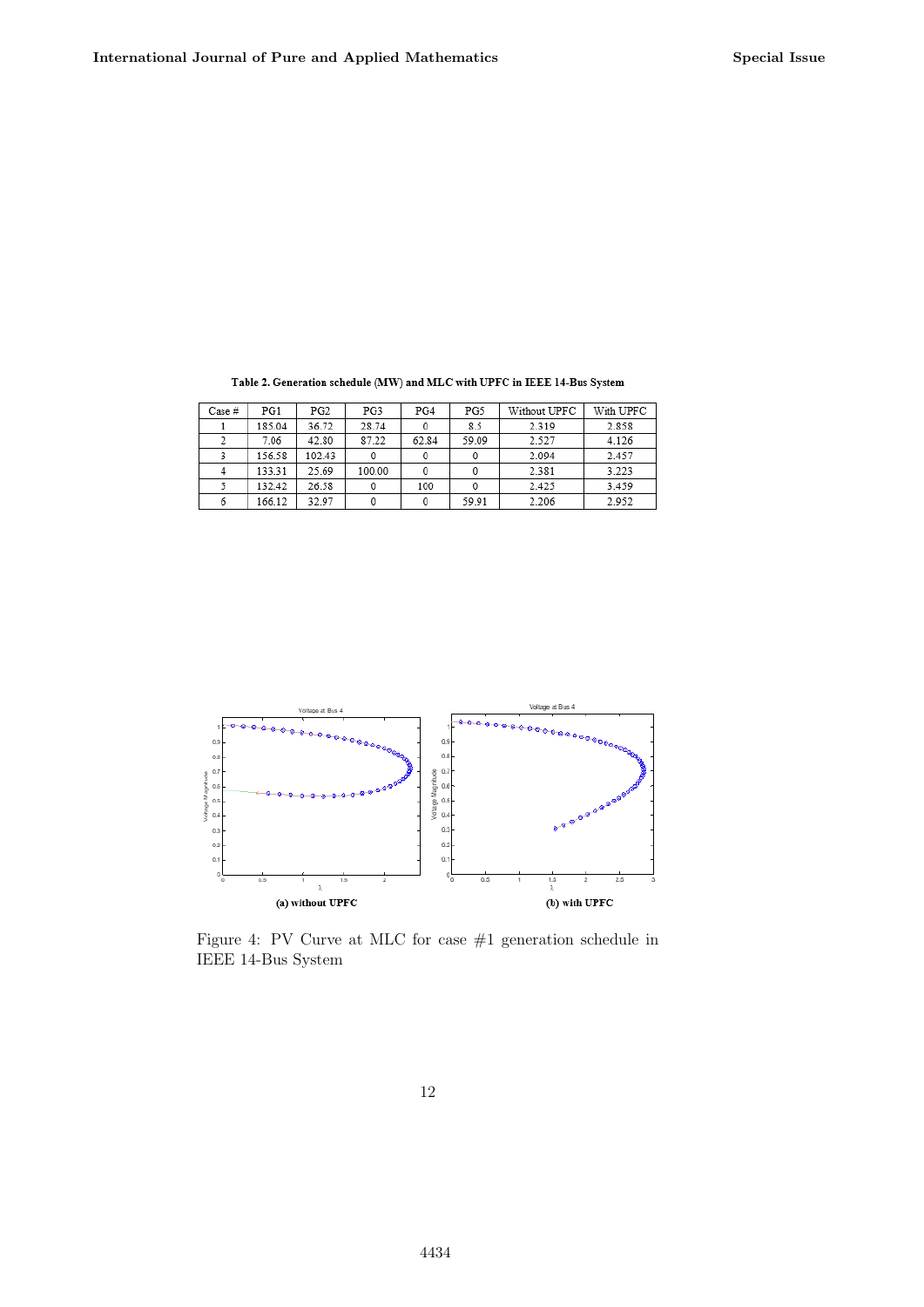**Table 2. Generation schedule (MW) and MLC with UPFC in IEEE 14-Bus System**

| Case # | PG1 | PG2 | PG3 | PG4 | PG5 | Without UPFC | With UPFC |
|---|---|---|---|---|---|---|---|
| 1 | 185.04 | 36.72 | 28.74 | 0 | 8.5 | 2.319 | 2.858 |
| 2 | 7.06 | 42.80 | 87.22 | 62.84 | 59.09 | 2.527 | 4.126 |
| 3 | 156.58 | 102.43 | 0 | 0 | 0 | 2.094 | 2.457 |
| 4 | 133.31 | 25.69 | 100.00 | 0 | 0 | 2.381 | 3.223 |
| 5 | 132.42 | 26.58 | 0 | 100 | 0 | 2.425 | 3.459 |
| 6 | 166.12 | 32.97 | 0 | 0 | 59.91 | 2.206 | 2.952 |

**(a) without UPFC** **(b) with UPFC**

Figure 4: PV Curve at MLC for case #1 generation schedule in IEEE 14-Bus System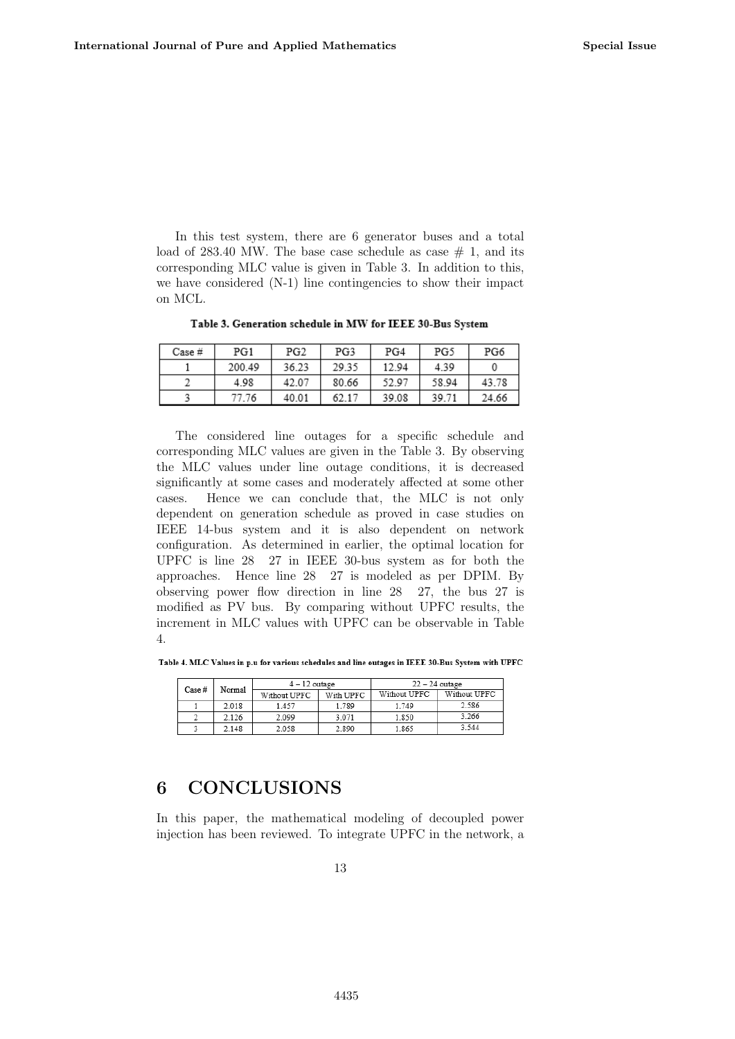In this test system, there are 6 generator buses and a total load of 283.40 MW. The base case schedule as case # 1, and its corresponding MLC value is given in Table 3. In addition to this, we have considered (N-1) line contingencies to show their impact on MCL.

**Table 3. Generation schedule in MW for IEEE 30-Bus System**

| Case # | PG1 | PG2 | PG3 | PG4 | PG5 | PG6 |
|---|---|---|---|---|---|---|
| 1 | 200.49 | 36.23 | 29.35 | 12.94 | 4.39 | 0 |
| 2 | 4.98 | 42.07 | 80.66 | 52.97 | 58.94 | 43.78 |
| 3 | 77.76 | 40.01 | 62.17 | 39.08 | 39.71 | 24.66 |

The considered line outages for a specific schedule and corresponding MLC values are given in the Table 3. By observing the MLC values under line outage conditions, it is decreased significantly at some cases and moderately affected at some other cases. Hence we can conclude that, the MLC is not only dependent on generation schedule as proved in case studies on IEEE 14-bus system and it is also dependent on network configuration. As determined in earlier, the optimal location for UPFC is line 28 27 in IEEE 30-bus system as for both the approaches. Hence line 28 27 is modeled as per DPIM. By observing power flow direction in line 28 27, the bus 27 is modified as PV bus. By comparing without UPFC results, the increment in MLC values with UPFC can be observable in Table 4.

**Table 4. MLC Values in p.u for various schedules and line outages in IEEE 30-Bus System with UPFC**

| Case # | Normal | 4 – 12 outage | | 22 – 24 outage | |
|---|---|---|---|---|---|
| | | Without UPFC | With UPFC | Without UPFC | Without UPFC |
| 1 | 2.018 | 1.457 | 1.789 | 1.749 | 2.586 |
| 2 | 2.126 | 2.099 | 3.071 | 1.850 | 3.266 |
| 3 | 2.148 | 2.058 | 2.890 | 1.865 | 3.544 |

## 6 CONCLUSIONS

In this paper, the mathematical modeling of decoupled power injection has been reviewed. To integrate UPFC in the network, a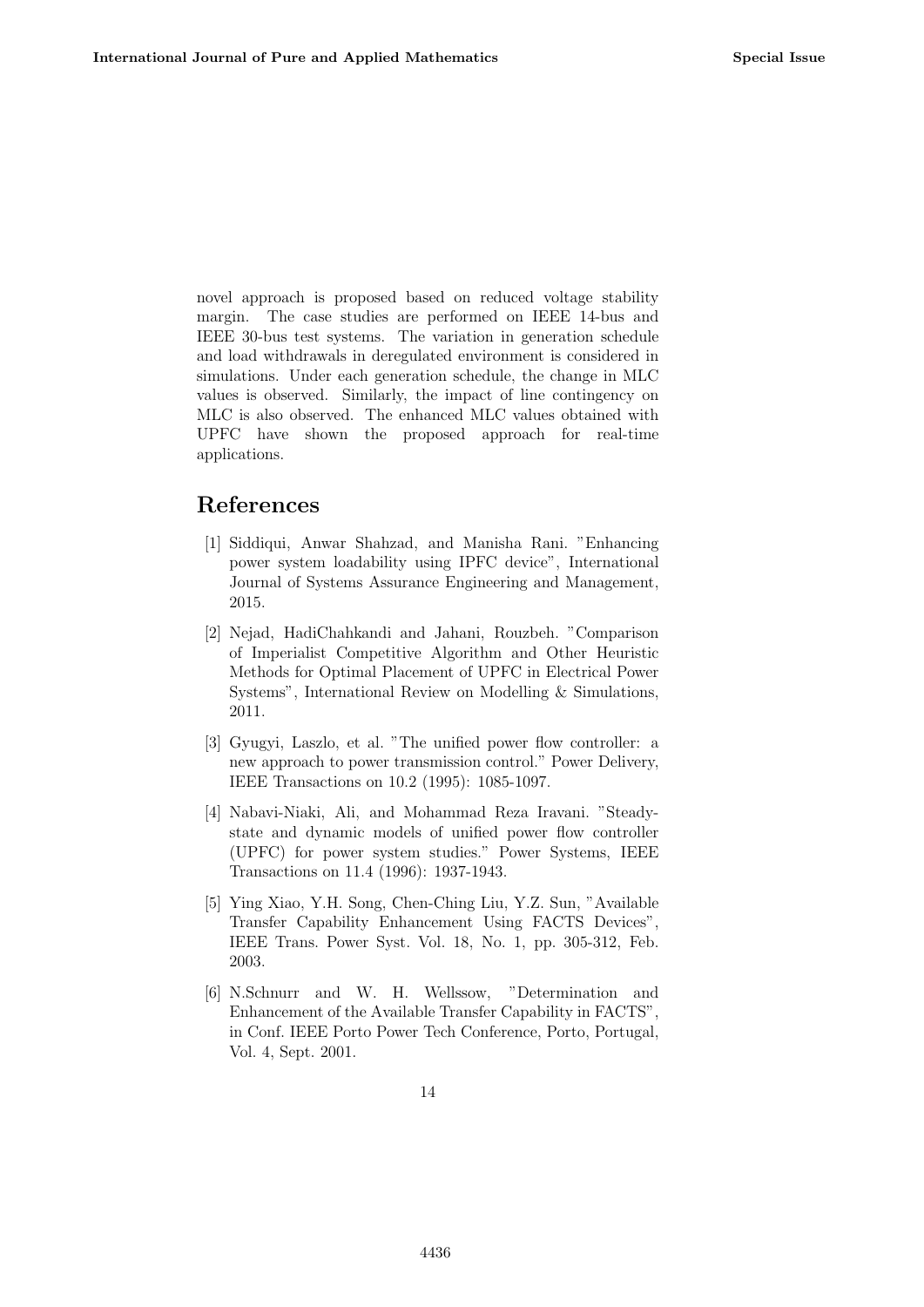novel approach is proposed based on reduced voltage stability margin. The case studies are performed on IEEE 14-bus and IEEE 30-bus test systems. The variation in generation schedule and load withdrawals in deregulated environment is considered in simulations. Under each generation schedule, the change in MLC values is observed. Similarly, the impact of line contingency on MLC is also observed. The enhanced MLC values obtained with UPFC have shown the proposed approach for real-time applications.

## References

[1] Siddiqui, Anwar Shahzad, and Manisha Rani. "Enhancing power system loadability using IPFC device", International Journal of Systems Assurance Engineering and Management, 2015.

[2] Nejad, HadiChahkandi and Jahani, Rouzbeh. "Comparison of Imperialist Competitive Algorithm and Other Heuristic Methods for Optimal Placement of UPFC in Electrical Power Systems", International Review on Modelling & Simulations, 2011.

[3] Gyugyi, Laszlo, et al. "The unified power flow controller: a new approach to power transmission control." Power Delivery, IEEE Transactions on 10.2 (1995): 1085-1097.

[4] Nabavi-Niaki, Ali, and Mohammad Reza Iravani. "Steady-state and dynamic models of unified power flow controller (UPFC) for power system studies." Power Systems, IEEE Transactions on 11.4 (1996): 1937-1943.

[5] Ying Xiao, Y.H. Song, Chen-Ching Liu, Y.Z. Sun, "Available Transfer Capability Enhancement Using FACTS Devices", IEEE Trans. Power Syst. Vol. 18, No. 1, pp. 305-312, Feb. 2003.

[6] N.Schnurr and W. H. Wellssow, "Determination and Enhancement of the Available Transfer Capability in FACTS", in Conf. IEEE Porto Power Tech Conference, Porto, Portugal, Vol. 4, Sept. 2001.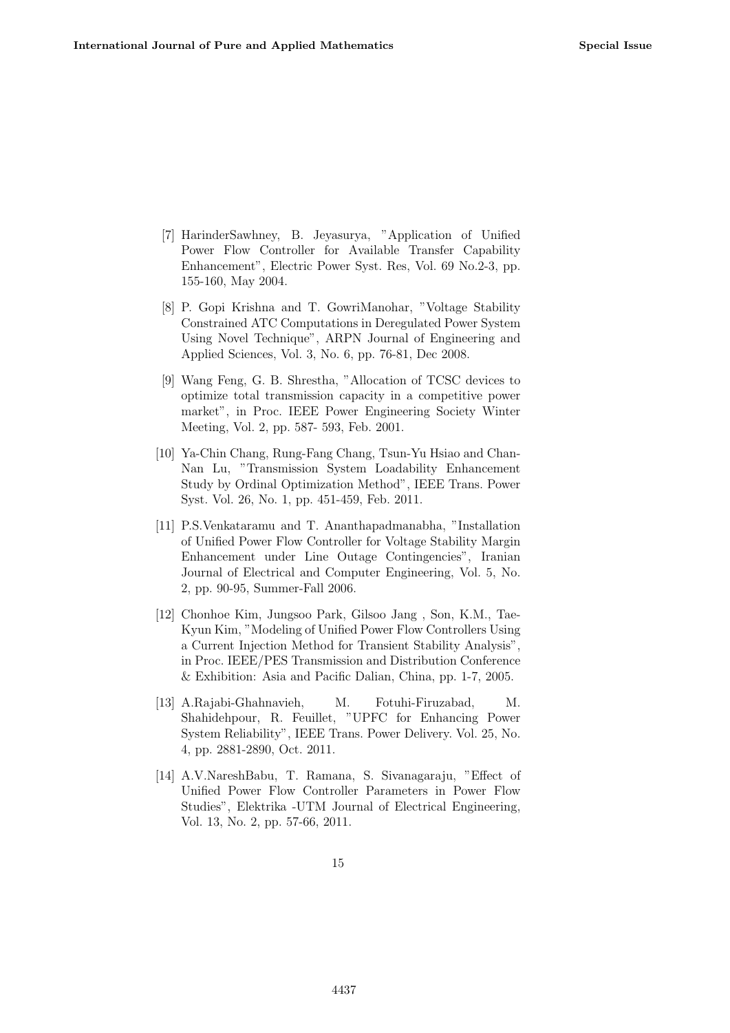[7] HarinderSawhney, B. Jeyasurya, "Application of Unified Power Flow Controller for Available Transfer Capability Enhancement", Electric Power Syst. Res, Vol. 69 No.2-3, pp. 155-160, May 2004.

[8] P. Gopi Krishna and T. GowriManohar, "Voltage Stability Constrained ATC Computations in Deregulated Power System Using Novel Technique", ARPN Journal of Engineering and Applied Sciences, Vol. 3, No. 6, pp. 76-81, Dec 2008.

[9] Wang Feng, G. B. Shrestha, "Allocation of TCSC devices to optimize total transmission capacity in a competitive power market", in Proc. IEEE Power Engineering Society Winter Meeting, Vol. 2, pp. 587- 593, Feb. 2001.

[10] Ya-Chin Chang, Rung-Fang Chang, Tsun-Yu Hsiao and Chan-Nan Lu, "Transmission System Loadability Enhancement Study by Ordinal Optimization Method", IEEE Trans. Power Syst. Vol. 26, No. 1, pp. 451-459, Feb. 2011.

[11] P.S.Venkataramu and T. Ananthapadmanabha, "Installation of Unified Power Flow Controller for Voltage Stability Margin Enhancement under Line Outage Contingencies", Iranian Journal of Electrical and Computer Engineering, Vol. 5, No. 2, pp. 90-95, Summer-Fall 2006.

[12] Chonhoe Kim, Jungsoo Park, Gilsoo Jang , Son, K.M., Tae-Kyun Kim, "Modeling of Unified Power Flow Controllers Using a Current Injection Method for Transient Stability Analysis", in Proc. IEEE/PES Transmission and Distribution Conference & Exhibition: Asia and Pacific Dalian, China, pp. 1-7, 2005.

[13] A.Rajabi-Ghahnavieh, M. Fotuhi-Firuzabad, M. Shahidehpour, R. Feuillet, "UPFC for Enhancing Power System Reliability", IEEE Trans. Power Delivery. Vol. 25, No. 4, pp. 2881-2890, Oct. 2011.

[14] A.V.NareshBabu, T. Ramana, S. Sivanagaraju, "Effect of Unified Power Flow Controller Parameters in Power Flow Studies", Elektrika -UTM Journal of Electrical Engineering, Vol. 13, No. 2, pp. 57-66, 2011.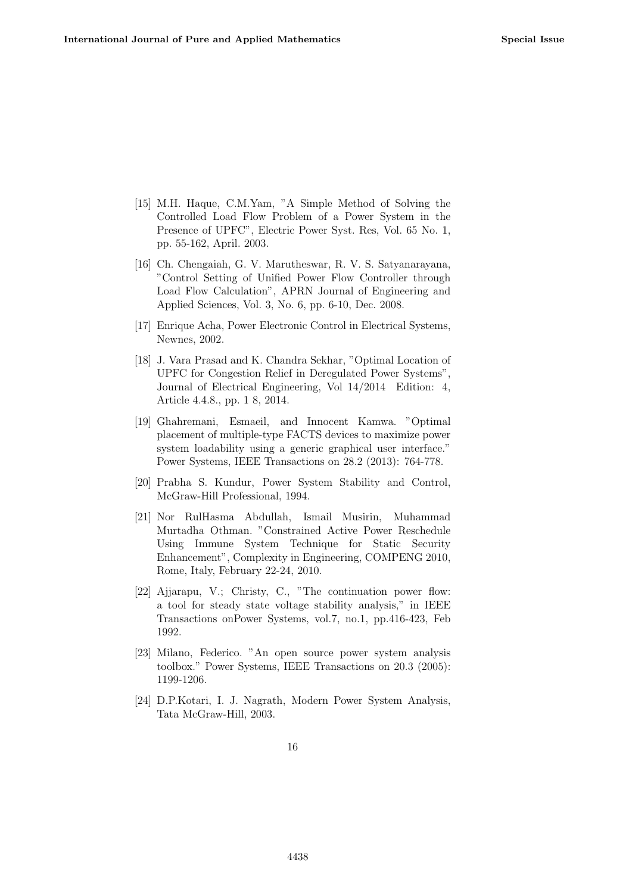[15] M.H. Haque, C.M.Yam, "A Simple Method of Solving the Controlled Load Flow Problem of a Power System in the Presence of UPFC", Electric Power Syst. Res, Vol. 65 No. 1, pp. 55-162, April. 2003.

[16] Ch. Chengaiah, G. V. Marutheswar, R. V. S. Satyanarayana, "Control Setting of Unified Power Flow Controller through Load Flow Calculation", APRN Journal of Engineering and Applied Sciences, Vol. 3, No. 6, pp. 6-10, Dec. 2008.

[17] Enrique Acha, Power Electronic Control in Electrical Systems, Newnes, 2002.

[18] J. Vara Prasad and K. Chandra Sekhar, "Optimal Location of UPFC for Congestion Relief in Deregulated Power Systems", Journal of Electrical Engineering, Vol 14/2014 Edition: 4, Article 4.4.8., pp. 1 8, 2014.

[19] Ghahremani, Esmaeil, and Innocent Kamwa. "Optimal placement of multiple-type FACTS devices to maximize power system loadability using a generic graphical user interface." Power Systems, IEEE Transactions on 28.2 (2013): 764-778.

[20] Prabha S. Kundur, Power System Stability and Control, McGraw-Hill Professional, 1994.

[21] Nor RulHasma Abdullah, Ismail Musirin, Muhammad Murtadha Othman. "Constrained Active Power Reschedule Using Immune System Technique for Static Security Enhancement", Complexity in Engineering, COMPENG 2010, Rome, Italy, February 22-24, 2010.

[22] Ajjarapu, V.; Christy, C., "The continuation power flow: a tool for steady state voltage stability analysis," in IEEE Transactions onPower Systems, vol.7, no.1, pp.416-423, Feb 1992.

[23] Milano, Federico. "An open source power system analysis toolbox." Power Systems, IEEE Transactions on 20.3 (2005): 1199-1206.

[24] D.P.Kotari, I. J. Nagrath, Modern Power System Analysis, Tata McGraw-Hill, 2003.